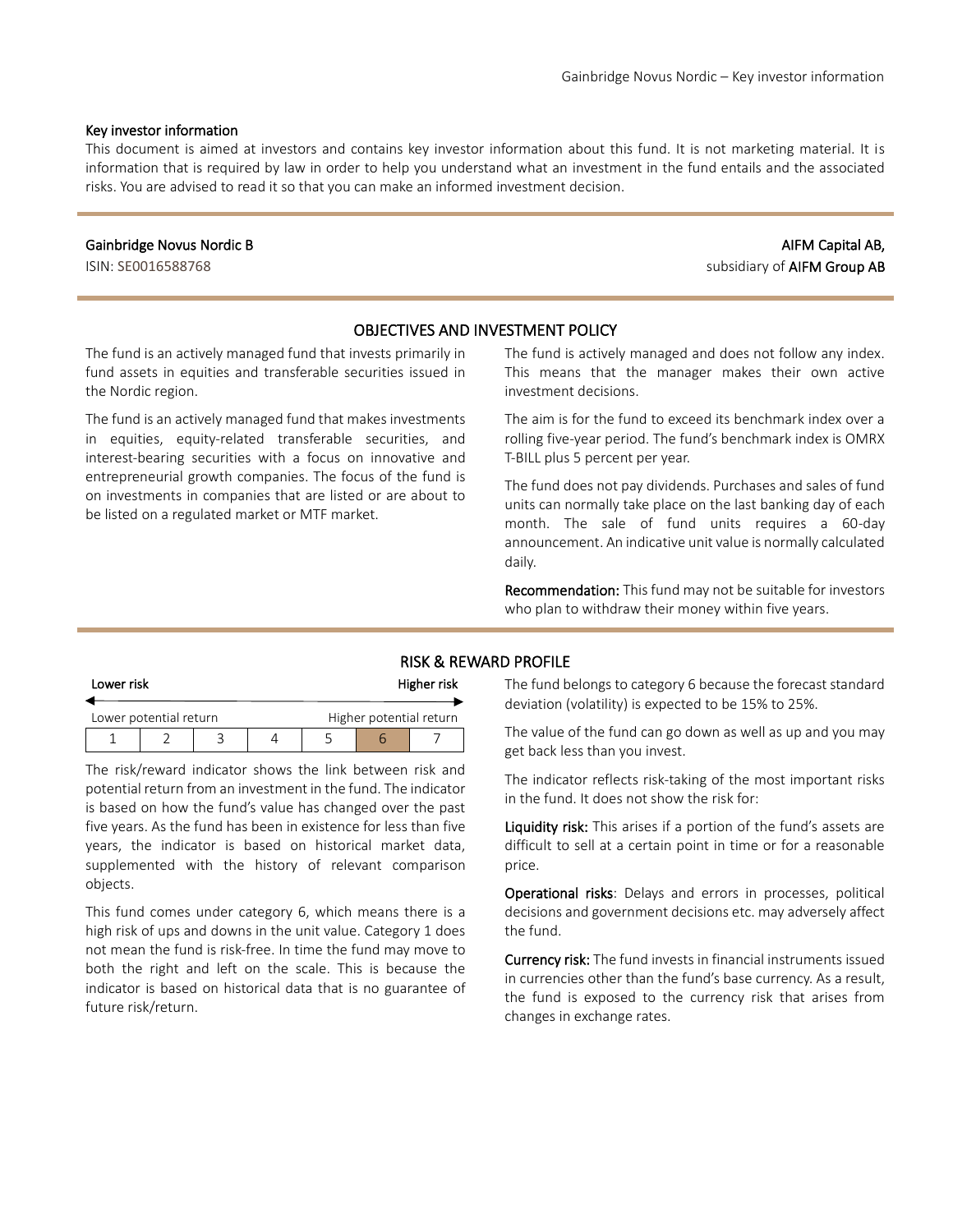## Key investor information

This document is aimed at investors and contains key investor information about this fund. It is not marketing material. It is information that is required by law in order to help you understand what an investment in the fund entails and the associated risks. You are advised to read it so that you can make an informed investment decision.

**Gainbridge Novus Nordic B**
ISIN: SE0016588768

**AIFM Capital AB,**
subsidiary of **AIFM Group AB**

## OBJECTIVES AND INVESTMENT POLICY

The fund is an actively managed fund that invests primarily in fund assets in equities and transferable securities issued in the Nordic region.

The fund is an actively managed fund that makes investments in equities, equity-related transferable securities, and interest-bearing securities with a focus on innovative and entrepreneurial growth companies. The focus of the fund is on investments in companies that are listed or are about to be listed on a regulated market or MTF market.

The fund is actively managed and does not follow any index. This means that the manager makes their own active investment decisions.

The aim is for the fund to exceed its benchmark index over a rolling five-year period. The fund's benchmark index is OMRX T-BILL plus 5 percent per year.

The fund does not pay dividends. Purchases and sales of fund units can normally take place on the last banking day of each month. The sale of fund units requires a 60-day announcement. An indicative unit value is normally calculated daily.

**Recommendation:** This fund may not be suitable for investors who plan to withdraw their money within five years.

## RISK & REWARD PROFILE

| Lower risk | | | | | | Higher risk |
|---|---|---|---|---|---|---|
| Lower potential return | | | | | | Higher potential return |
| 1 | 2 | 3 | 4 | 5 | **6** | 7 |

The risk/reward indicator shows the link between risk and potential return from an investment in the fund. The indicator is based on how the fund's value has changed over the past five years. As the fund has been in existence for less than five years, the indicator is based on historical market data, supplemented with the history of relevant comparison objects.

This fund comes under category 6, which means there is a high risk of ups and downs in the unit value. Category 1 does not mean the fund is risk-free. In time the fund may move to both the right and left on the scale. This is because the indicator is based on historical data that is no guarantee of future risk/return.

The fund belongs to category 6 because the forecast standard deviation (volatility) is expected to be 15% to 25%.

The value of the fund can go down as well as up and you may get back less than you invest.

The indicator reflects risk-taking of the most important risks in the fund. It does not show the risk for:

**Liquidity risk:** This arises if a portion of the fund's assets are difficult to sell at a certain point in time or for a reasonable price.

**Operational risks**: Delays and errors in processes, political decisions and government decisions etc. may adversely affect the fund.

**Currency risk:** The fund invests in financial instruments issued in currencies other than the fund's base currency. As a result, the fund is exposed to the currency risk that arises from changes in exchange rates.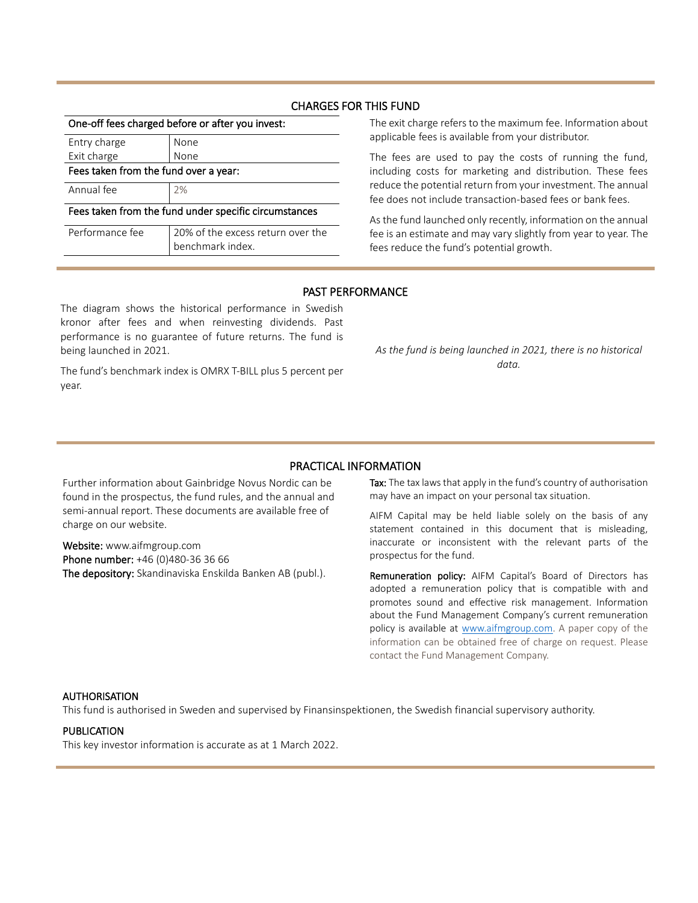## CHARGES FOR THIS FUND

| One-off fees charged before or after you invest: | |
|---|---|
| Entry charge | None |
| Exit charge | None |
| **Fees taken from the fund over a year:** | |
| Annual fee | 2% |
| **Fees taken from the fund under specific circumstances** | |
| Performance fee | 20% of the excess return over the benchmark index. |

The exit charge refers to the maximum fee. Information about applicable fees is available from your distributor.

The fees are used to pay the costs of running the fund, including costs for marketing and distribution. These fees reduce the potential return from your investment. The annual fee does not include transaction-based fees or bank fees.

As the fund launched only recently, information on the annual fee is an estimate and may vary slightly from year to year. The fees reduce the fund's potential growth.

## PAST PERFORMANCE

The diagram shows the historical performance in Swedish kronor after fees and when reinvesting dividends. Past performance is no guarantee of future returns. The fund is being launched in 2021.

The fund's benchmark index is OMRX T-BILL plus 5 percent per year.

*As the fund is being launched in 2021, there is no historical data.*

## PRACTICAL INFORMATION

Further information about Gainbridge Novus Nordic can be found in the prospectus, the fund rules, and the annual and semi-annual report. These documents are available free of charge on our website.

**Website:** www.aifmgroup.com
**Phone number:** +46 (0)480-36 36 66
**The depository:** Skandinaviska Enskilda Banken AB (publ.).

**Tax:** The tax laws that apply in the fund's country of authorisation may have an impact on your personal tax situation.

AIFM Capital may be held liable solely on the basis of any statement contained in this document that is misleading, inaccurate or inconsistent with the relevant parts of the prospectus for the fund.

**Remuneration policy:** AIFM Capital's Board of Directors has adopted a remuneration policy that is compatible with and promotes sound and effective risk management. Information about the Fund Management Company's current remuneration policy is available at www.aifmgroup.com. A paper copy of the information can be obtained free of charge on request. Please contact the Fund Management Company.

### AUTHORISATION

This fund is authorised in Sweden and supervised by Finansinspektionen, the Swedish financial supervisory authority.

### PUBLICATION

This key investor information is accurate as at 1 March 2022.